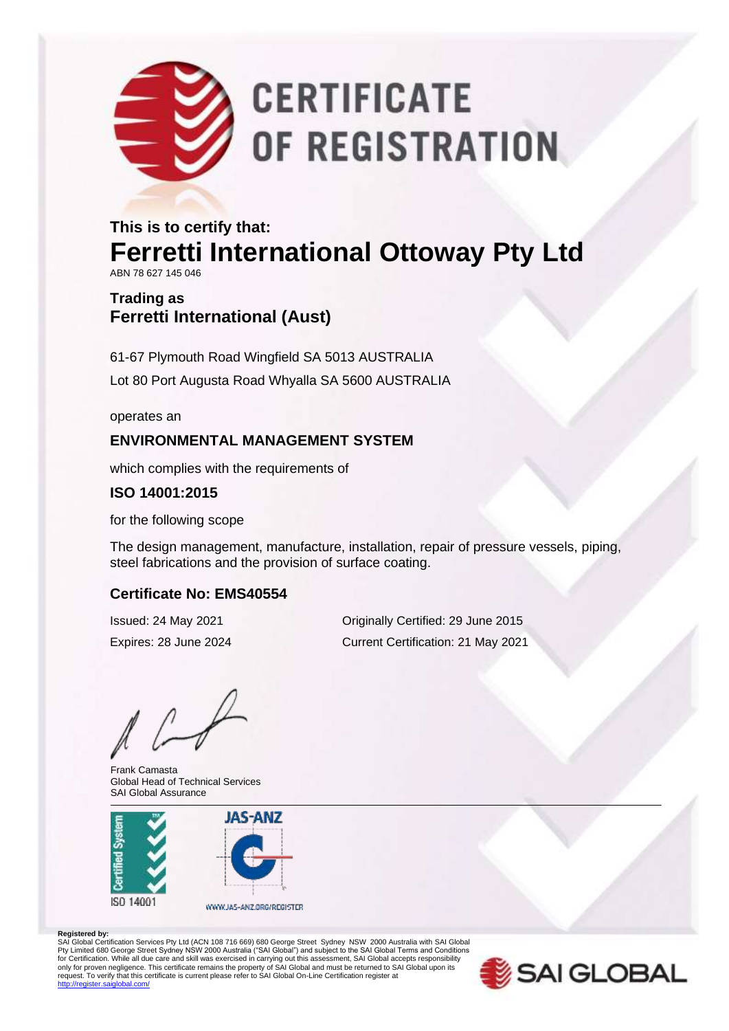# CERTIFICATE OF REGISTRATION

**This is to certify that:**

## Ferretti International Ottoway Pty Ltd

ABN 78 627 145 046

**Trading as**
**Ferretti International (Aust)**

61-67 Plymouth Road Wingfield SA 5013 AUSTRALIA

Lot 80 Port Augusta Road Whyalla SA 5600 AUSTRALIA

operates an

**ENVIRONMENTAL MANAGEMENT SYSTEM**

which complies with the requirements of

**ISO 14001:2015**

for the following scope

The design management, manufacture, installation, repair of pressure vessels, piping, steel fabrications and the provision of surface coating.

**Certificate No: EMS40554**

Issued: 24 May 2021
Expires: 28 June 2024

Originally Certified: 29 June 2015
Current Certification: 21 May 2021

Frank Camasta
Global Head of Technical Services
SAI Global Assurance

Certified System
ISO 14001

JAS-ANZ
WWW.JAS-ANZ.ORG/REGISTER

**Registered by:**
SAI Global Certification Services Pty Ltd (ACN 108 716 669) 680 George Street Sydney NSW 2000 Australia with SAI Global Pty Limited 680 George Street Sydney NSW 2000 Australia ("SAI Global") and subject to the SAI Global Terms and Conditions for Certification. While all due care and skill was exercised in carrying out this assessment, SAI Global accepts responsibility only for proven negligence. This certificate remains the property of SAI Global and must be returned to SAI Global upon its request. To verify that this certificate is current please refer to SAI Global On-Line Certification register at http://register.saiglobal.com/

SAI GLOBAL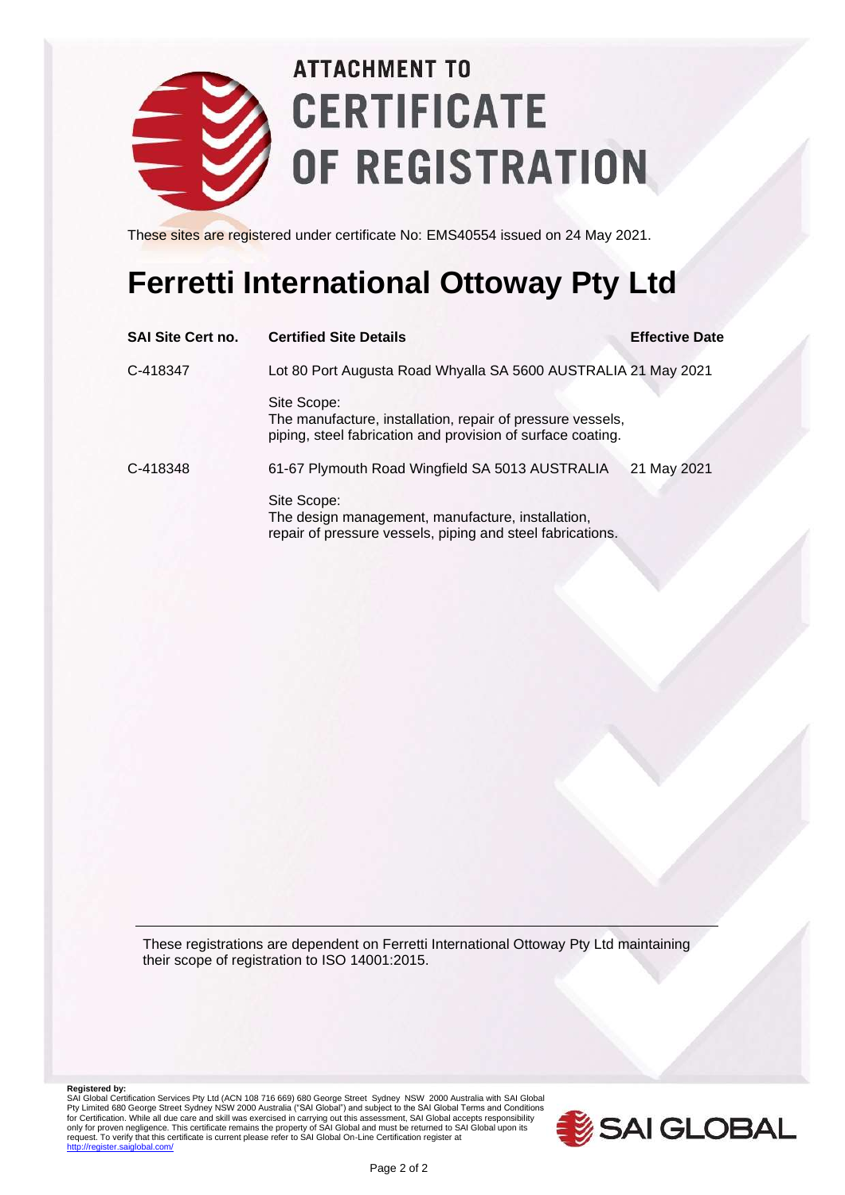# ATTACHMENT TO CERTIFICATE OF REGISTRATION

These sites are registered under certificate No: EMS40554 issued on 24 May 2021.

## Ferretti International Ottoway Pty Ltd

| SAI Site Cert no. | Certified Site Details | Effective Date |
|---|---|---|
| C-418347 | Lot 80 Port Augusta Road Whyalla SA 5600 AUSTRALIA<br><br>Site Scope:<br>The manufacture, installation, repair of pressure vessels, piping, steel fabrication and provision of surface coating. | 21 May 2021 |
| C-418348 | 61-67 Plymouth Road Wingfield SA 5013 AUSTRALIA<br><br>Site Scope:<br>The design management, manufacture, installation, repair of pressure vessels, piping and steel fabrications. | 21 May 2021 |

These registrations are dependent on Ferretti International Ottoway Pty Ltd maintaining their scope of registration to ISO 14001:2015.

**Registered by:**
SAI Global Certification Services Pty Ltd (ACN 108 716 669) 680 George Street Sydney NSW 2000 Australia with SAI Global Pty Limited 680 George Street Sydney NSW 2000 Australia ("SAI Global") and subject to the SAI Global Terms and Conditions for Certification. While all due care and skill was exercised in carrying out this assessment, SAI Global accepts responsibility only for proven negligence. This certificate remains the property of SAI Global and must be returned to SAI Global upon its request. To verify that this certificate is current please refer to SAI Global On-Line Certification register at http://register.saiglobal.com/

SAI GLOBAL